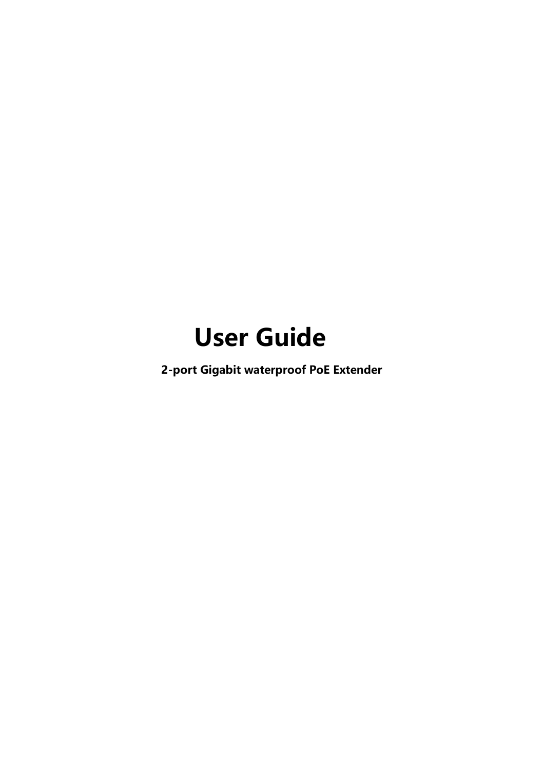# User Guide

**2-port Gigabit waterproof PoE Extender**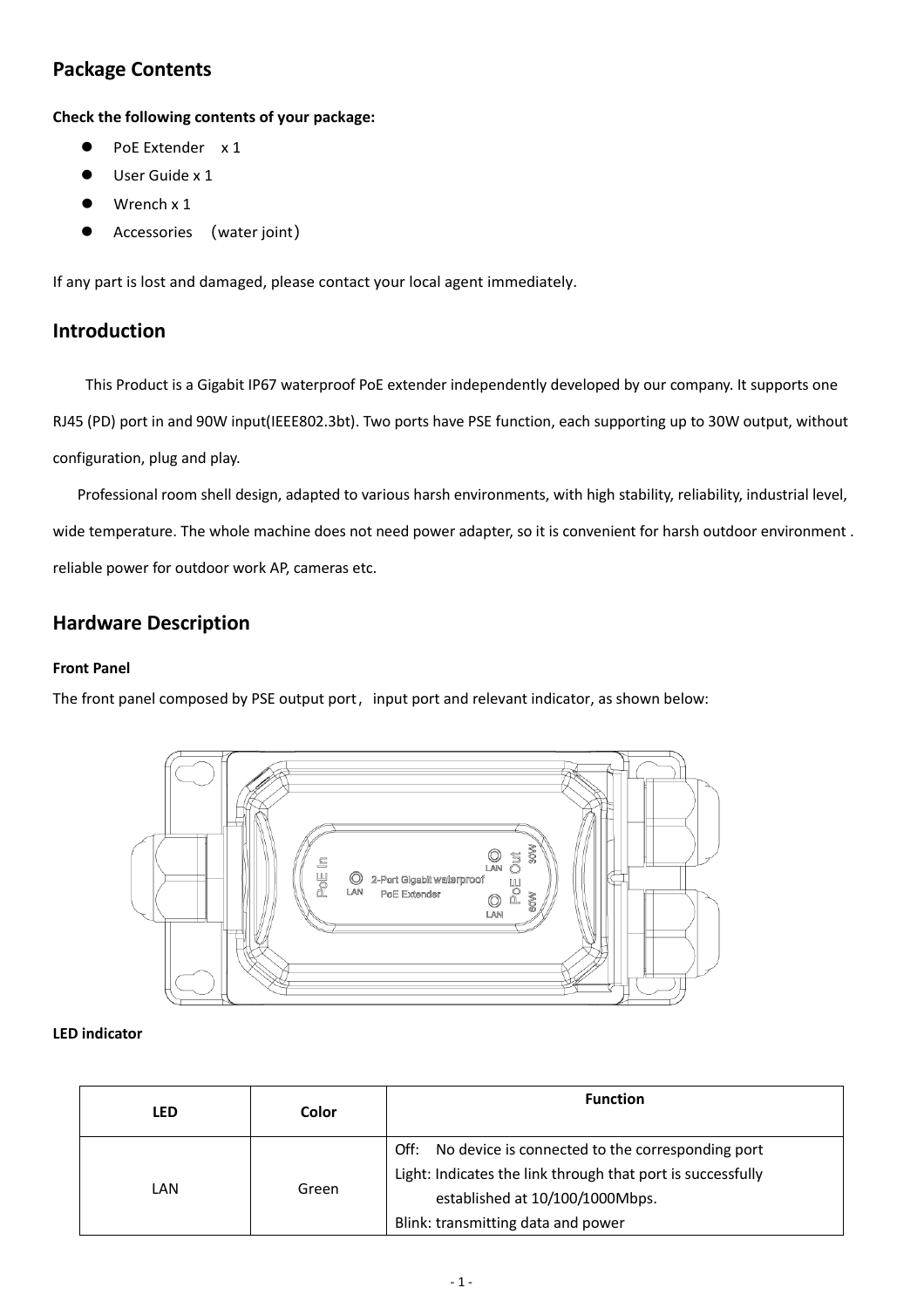## Package Contents

**Check the following contents of your package:**

- PoE Extender x 1
- User Guide x 1
- Wrench x 1
- Accessories （water joint）

If any part is lost and damaged, please contact your local agent immediately.

## Introduction

This Product is a Gigabit IP67 waterproof PoE extender independently developed by our company. It supports one RJ45 (PD) port in and 90W input(IEEE802.3bt). Two ports have PSE function, each supporting up to 30W output, without configuration, plug and play.

Professional room shell design, adapted to various harsh environments, with high stability, reliability, industrial level, wide temperature. The whole machine does not need power adapter, so it is convenient for harsh outdoor environment . reliable power for outdoor work AP, cameras etc.

## Hardware Description

**Front Panel**

The front panel composed by PSE output port， input port and relevant indicator, as shown below:

**LED indicator**

| LED | Color | Function |
|---|---|---|
| LAN | Green | Off: No device is connected to the corresponding port<br>Light: Indicates the link through that port is successfully established at 10/100/1000Mbps.<br>Blink: transmitting data and power |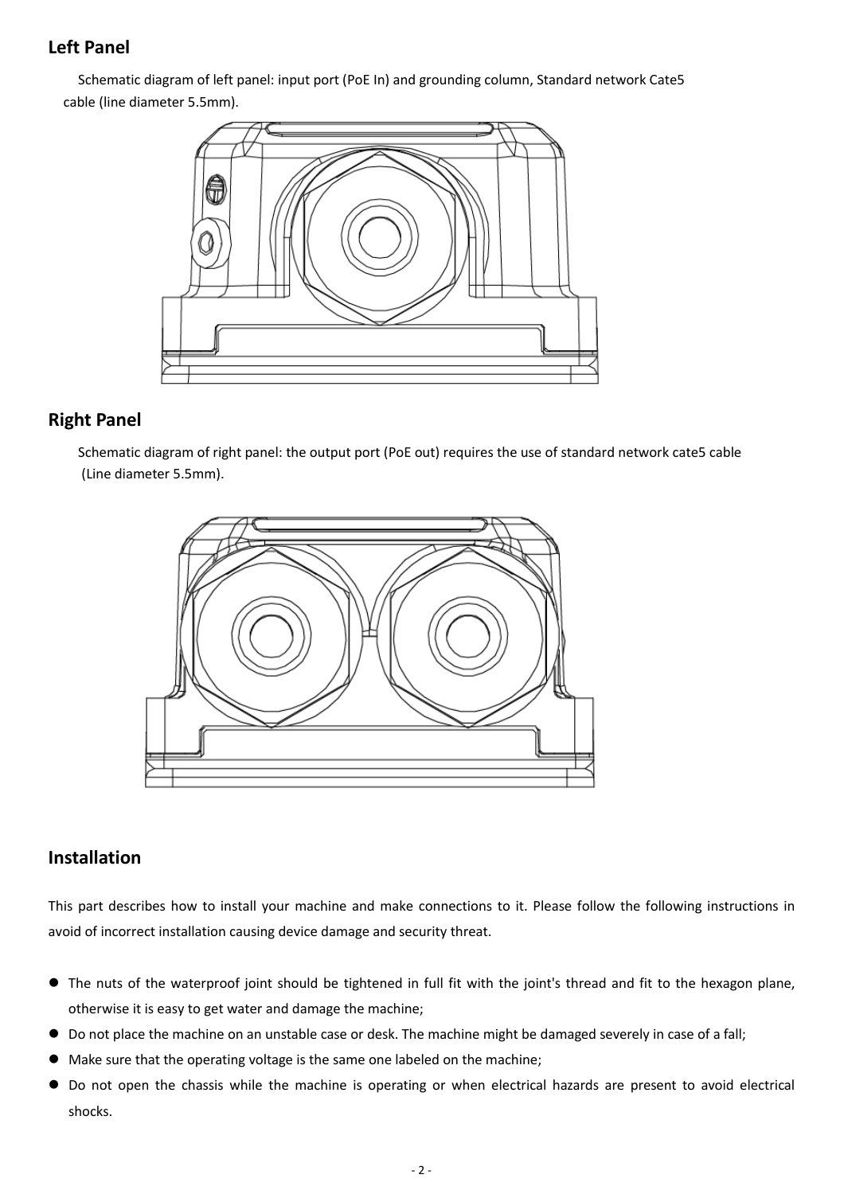## Left Panel

Schematic diagram of left panel: input port (PoE In) and grounding column, Standard network Cate5 cable (line diameter 5.5mm).

## Right Panel

Schematic diagram of right panel: the output port (PoE out) requires the use of standard network cate5 cable (Line diameter 5.5mm).

## Installation

This part describes how to install your machine and make connections to it. Please follow the following instructions in avoid of incorrect installation causing device damage and security threat.

- The nuts of the waterproof joint should be tightened in full fit with the joint's thread and fit to the hexagon plane, otherwise it is easy to get water and damage the machine;
- Do not place the machine on an unstable case or desk. The machine might be damaged severely in case of a fall;
- Make sure that the operating voltage is the same one labeled on the machine;
- Do not open the chassis while the machine is operating or when electrical hazards are present to avoid electrical shocks.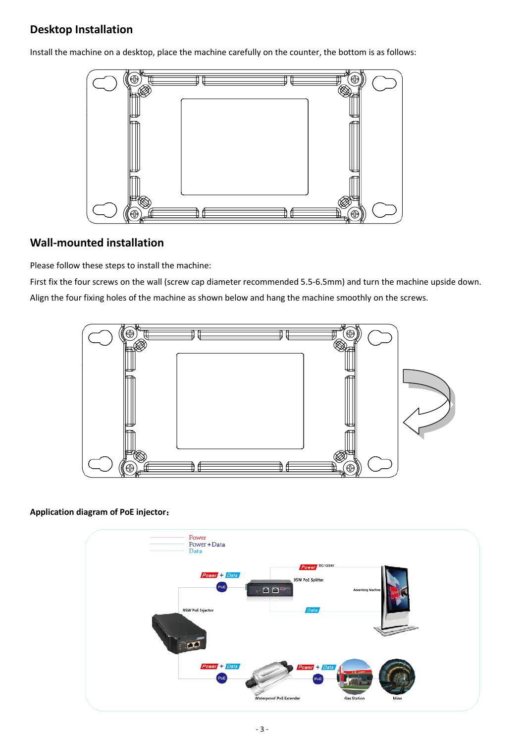## Desktop Installation

Install the machine on a desktop, place the machine carefully on the counter, the bottom is as follows:

## Wall-mounted installation

Please follow these steps to install the machine:

First fix the four screws on the wall (screw cap diameter recommended 5.5-6.5mm) and turn the machine upside down.

Align the four fixing holes of the machine as shown below and hang the machine smoothly on the screws.

**Application diagram of PoE injector：**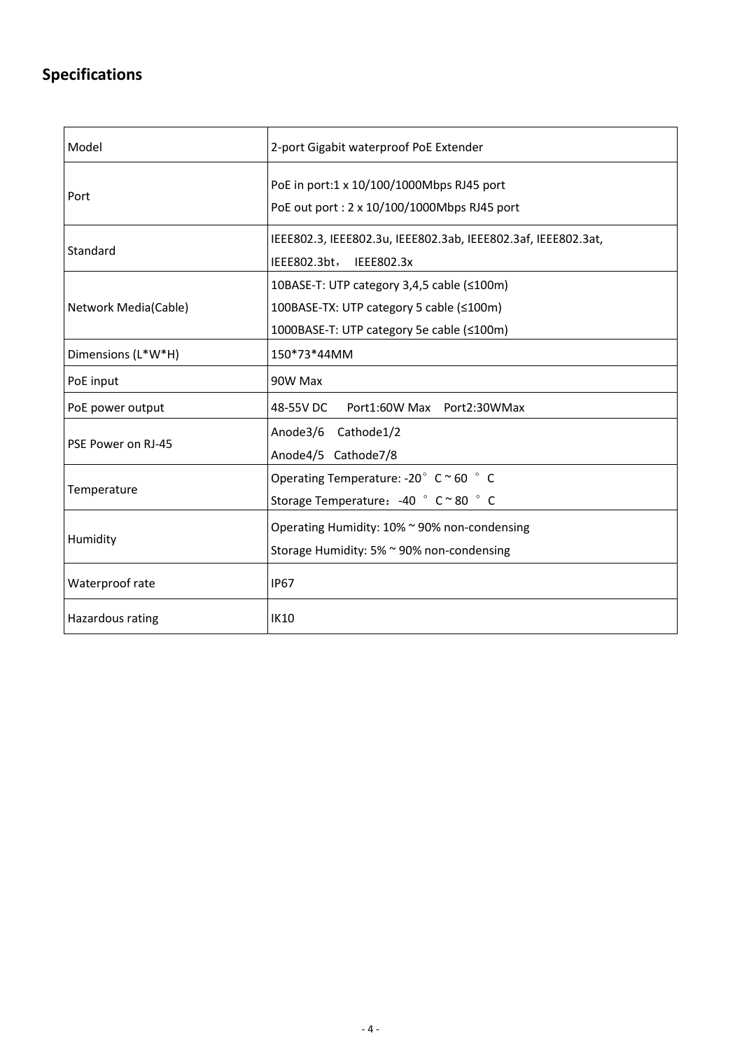## Specifications

| | |
|---|---|
| Model | 2-port Gigabit waterproof PoE Extender |
| Port | PoE in port:1 x 10/100/1000Mbps RJ45 port<br>PoE out port : 2 x 10/100/1000Mbps RJ45 port |
| Standard | IEEE802.3, IEEE802.3u, IEEE802.3ab, IEEE802.3af, IEEE802.3at, IEEE802.3bt， IEEE802.3x |
| Network Media(Cable) | 10BASE-T: UTP category 3,4,5 cable (≤100m)<br>100BASE-TX: UTP category 5 cable (≤100m)<br>1000BASE-T: UTP category 5e cable (≤100m) |
| Dimensions (L*W*H) | 150*73*44MM |
| PoE input | 90W Max |
| PoE power output | 48-55V DC Port1:60W Max Port2:30WMax |
| PSE Power on RJ-45 | Anode3/6 Cathode1/2<br>Anode4/5 Cathode7/8 |
| Temperature | Operating Temperature: -20°C ~ 60 °C<br>Storage Temperature：-40 °C ~ 80 °C |
| Humidity | Operating Humidity: 10% ~ 90% non-condensing<br>Storage Humidity: 5% ~ 90% non-condensing |
| Waterproof rate | IP67 |
| Hazardous rating | IK10 |